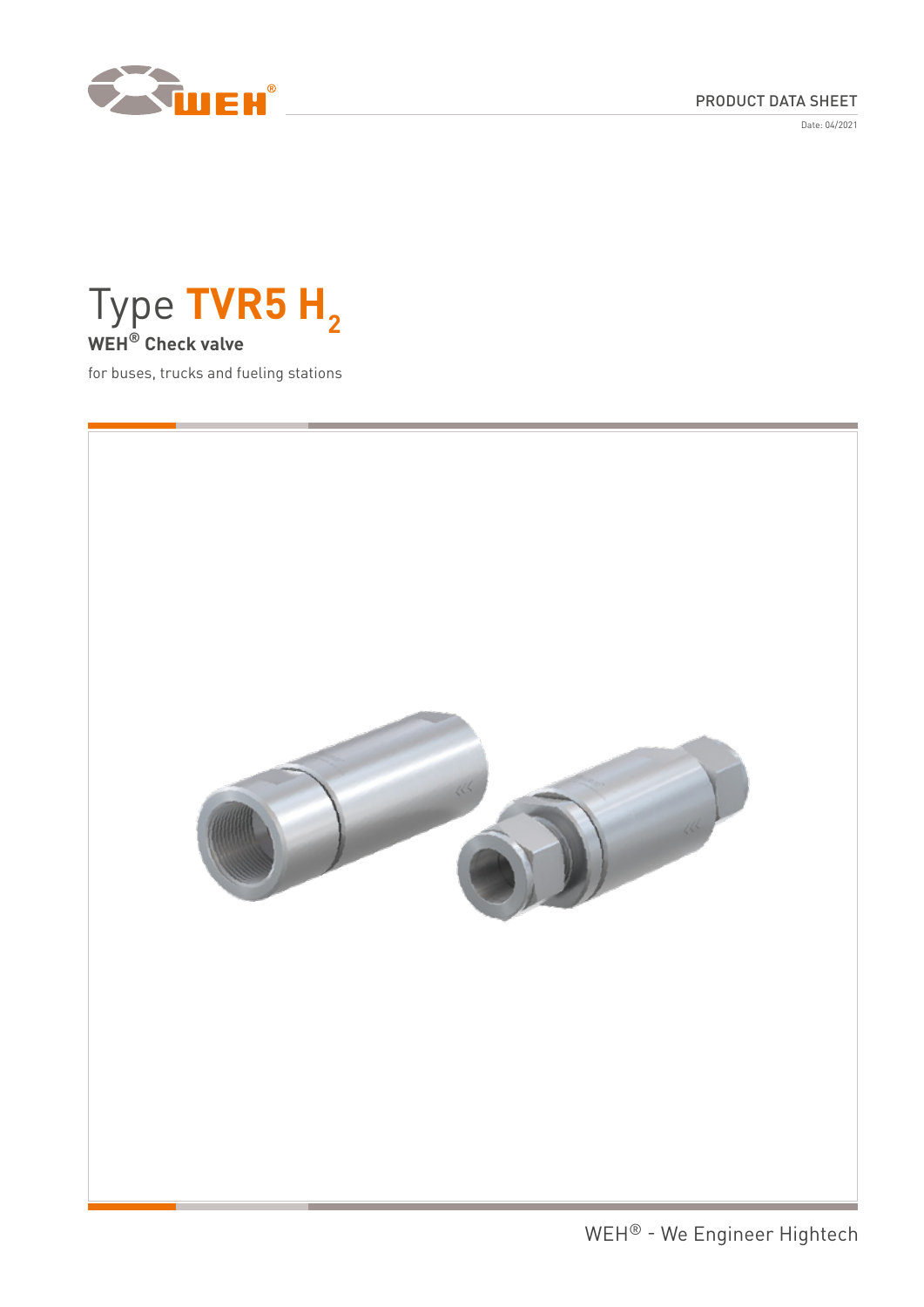PRODUCT DATA SHEET

Date: 04/2021

# Type TVR5 $H_2$

**WEH® Check valve**

for buses, trucks and fueling stations

WEH® - We Engineer Hightech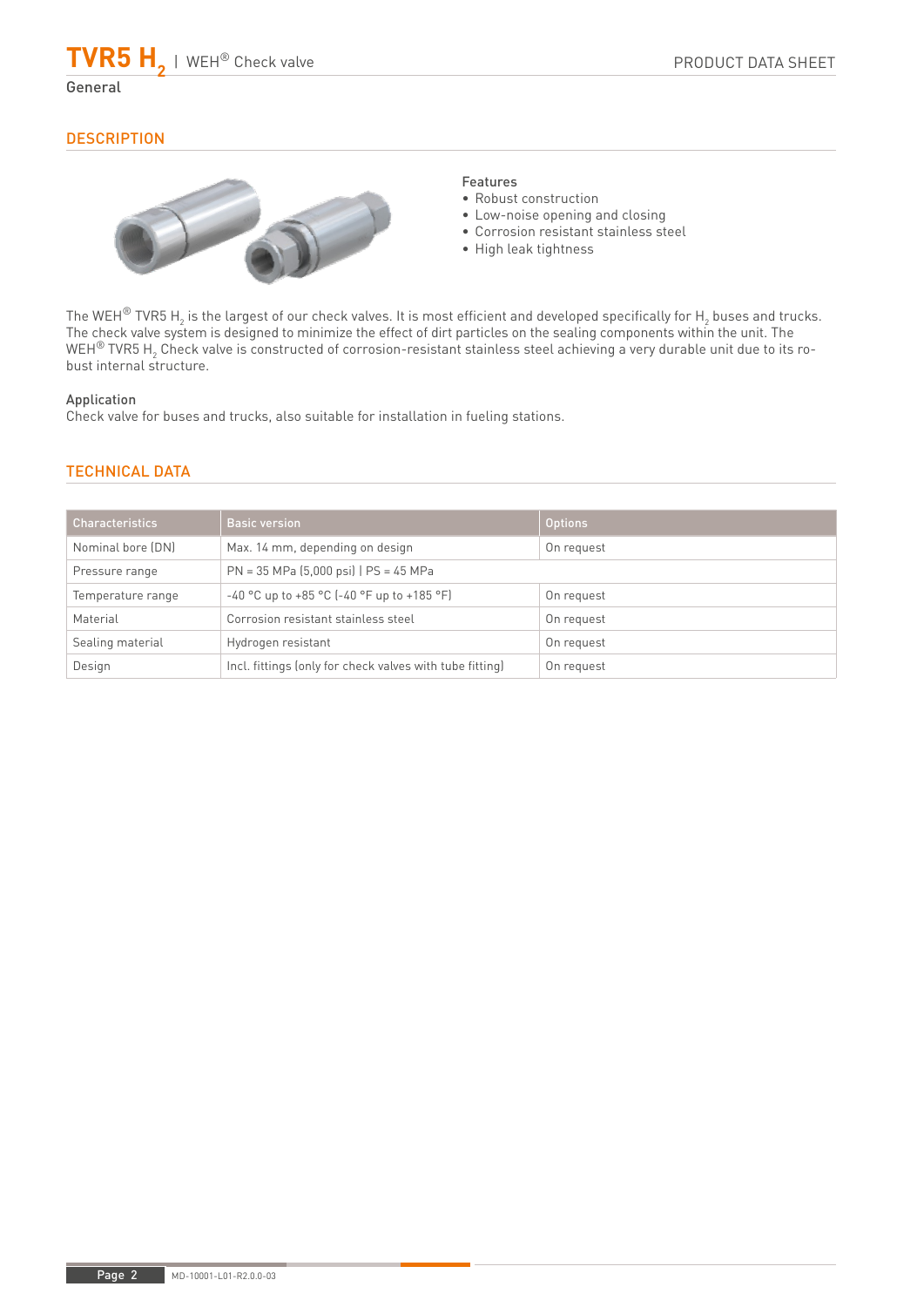# TVR5 $H_2$ | WEH® Check valve

General

## DESCRIPTION

**Features**

- Robust construction
- Low-noise opening and closing
- Corrosion resistant stainless steel
- High leak tightness

The WEH® TVR5 $H_2$ is the largest of our check valves. It is most efficient and developed specifically for $H_2$ buses and trucks. The check valve system is designed to minimize the effect of dirt particles on the sealing components within the unit. The WEH® TVR5 $H_2$ Check valve is constructed of corrosion-resistant stainless steel achieving a very durable unit due to its robust internal structure.

**Application**

Check valve for buses and trucks, also suitable for installation in fueling stations.

## TECHNICAL DATA

| Characteristics | Basic version | Options |
|---|---|---|
| Nominal bore (DN) | Max. 14 mm, depending on design | On request |
| Pressure range | PN = 35 MPa (5,000 psi) \| PS = 45 MPa | |
| Temperature range | -40 °C up to +85 °C (-40 °F up to +185 °F) | On request |
| Material | Corrosion resistant stainless steel | On request |
| Sealing material | Hydrogen resistant | On request |
| Design | Incl. fittings (only for check valves with tube fitting) | On request |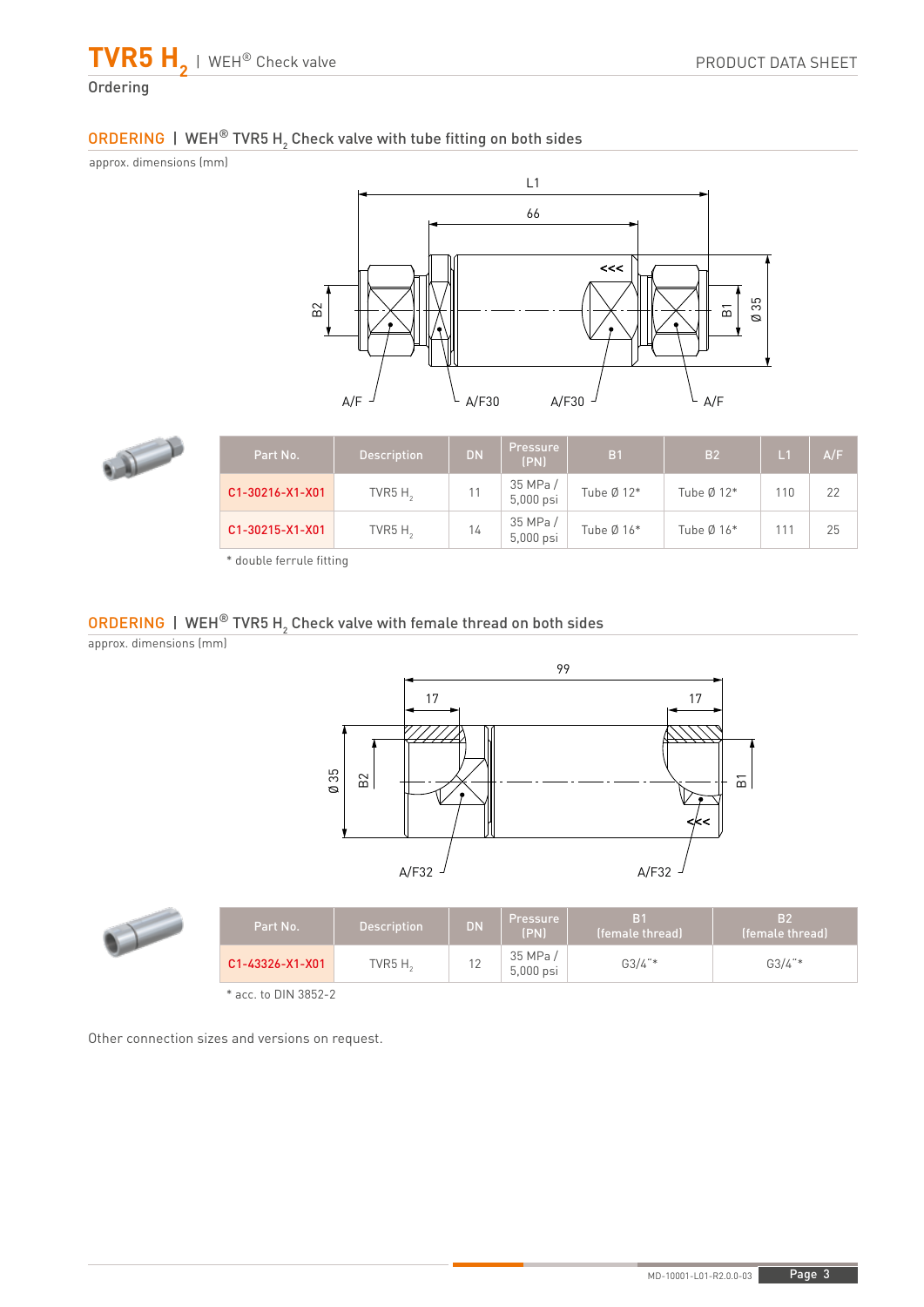## Ordering

## ORDERING | WEH® TVR5 $H_2$ Check valve with tube fitting on both sides

approx. dimensions (mm)

| Part No. | Description | DN | Pressure (PN) | B1 | B2 | L1 | A/F |
|---|---|---|---|---|---|---|---|
| C1-30216-X1-X01 | TVR5 $H_2$ | 11 | 35 MPa / 5,000 psi | Tube Ø 12* | Tube Ø 12* | 110 | 22 |
| C1-30215-X1-X01 | TVR5 $H_2$ | 14 | 35 MPa / 5,000 psi | Tube Ø 16* | Tube Ø 16* | 111 | 25 |

* double ferrule fitting

## ORDERING | WEH® TVR5 $H_2$ Check valve with female thread on both sides

approx. dimensions (mm)

| Part No. | Description | DN | Pressure (PN) | B1 (female thread) | B2 (female thread) |
|---|---|---|---|---|---|
| C1-43326-X1-X01 | TVR5 $H_2$ | 12 | 35 MPa / 5,000 psi | G3/4"* | G3/4"* |

* acc. to DIN 3852-2

Other connection sizes and versions on request.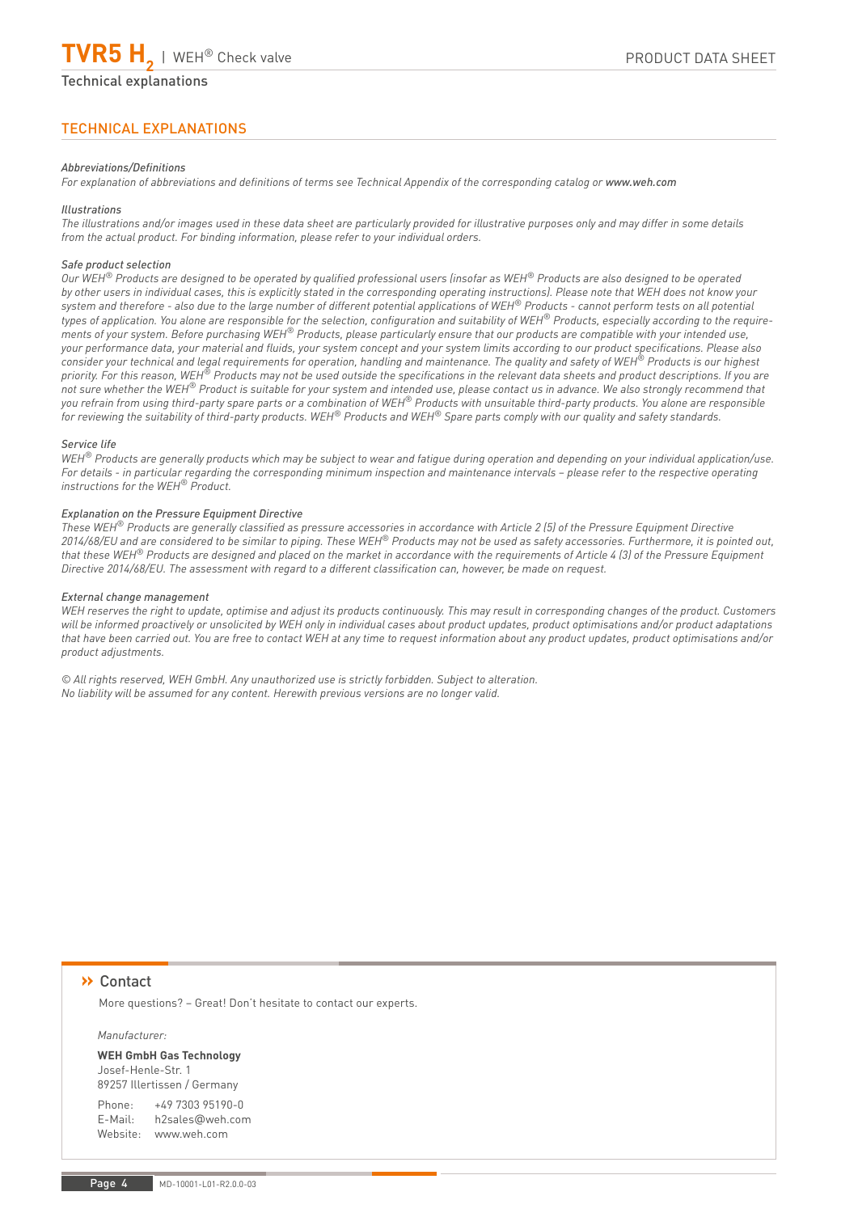## TECHNICAL EXPLANATIONS

*Abbreviations/Definitions*

*For explanation of abbreviations and definitions of terms see Technical Appendix of the corresponding catalog or www.weh.com*

*Illustrations*

*The illustrations and/or images used in these data sheet are particularly provided for illustrative purposes only and may differ in some details from the actual product. For binding information, please refer to your individual orders.*

*Safe product selection*

*Our WEH® Products are designed to be operated by qualified professional users (insofar as WEH® Products are also designed to be operated by other users in individual cases, this is explicitly stated in the corresponding operating instructions). Please note that WEH does not know your system and therefore - also due to the large number of different potential applications of WEH® Products - cannot perform tests on all potential types of application. You alone are responsible for the selection, configuration and suitability of WEH® Products, especially according to the requirements of your system. Before purchasing WEH® Products, please particularly ensure that our products are compatible with your intended use, your performance data, your material and fluids, your system concept and your system limits according to our product specifications. Please also consider your technical and legal requirements for operation, handling and maintenance. The quality and safety of WEH® Products is our highest priority. For this reason, WEH® Products may not be used outside the specifications in the relevant data sheets and product descriptions. If you are not sure whether the WEH® Product is suitable for your system and intended use, please contact us in advance. We also strongly recommend that you refrain from using third-party spare parts or a combination of WEH® Products with unsuitable third-party products. You alone are responsible for reviewing the suitability of third-party products. WEH® Products and WEH® Spare parts comply with our quality and safety standards.*

*Service life*

*WEH® Products are generally products which may be subject to wear and fatigue during operation and depending on your individual application/use. For details - in particular regarding the corresponding minimum inspection and maintenance intervals – please refer to the respective operating instructions for the WEH® Product.*

*Explanation on the Pressure Equipment Directive*

*These WEH® Products are generally classified as pressure accessories in accordance with Article 2 (5) of the Pressure Equipment Directive 2014/68/EU and are considered to be similar to piping. These WEH® Products may not be used as safety accessories. Furthermore, it is pointed out, that these WEH® Products are designed and placed on the market in accordance with the requirements of Article 4 (3) of the Pressure Equipment Directive 2014/68/EU. The assessment with regard to a different classification can, however, be made on request.*

*External change management*

*WEH reserves the right to update, optimise and adjust its products continuously. This may result in corresponding changes of the product. Customers will be informed proactively or unsolicited by WEH only in individual cases about product updates, product optimisations and/or product adaptations that have been carried out. You are free to contact WEH at any time to request information about any product updates, product optimisations and/or product adjustments.*

*© All rights reserved, WEH GmbH. Any unauthorized use is strictly forbidden. Subject to alteration.*
*No liability will be assumed for any content. Herewith previous versions are no longer valid.*

## Contact

More questions? – Great! Don't hesitate to contact our experts.

*Manufacturer:*

**WEH GmbH Gas Technology**
Josef-Henle-Str. 1
89257 Illertissen / Germany

Phone: +49 7303 95190-0
E-Mail: h2sales@weh.com
Website: www.weh.com

MD-10001-L01-R2.0.0-03